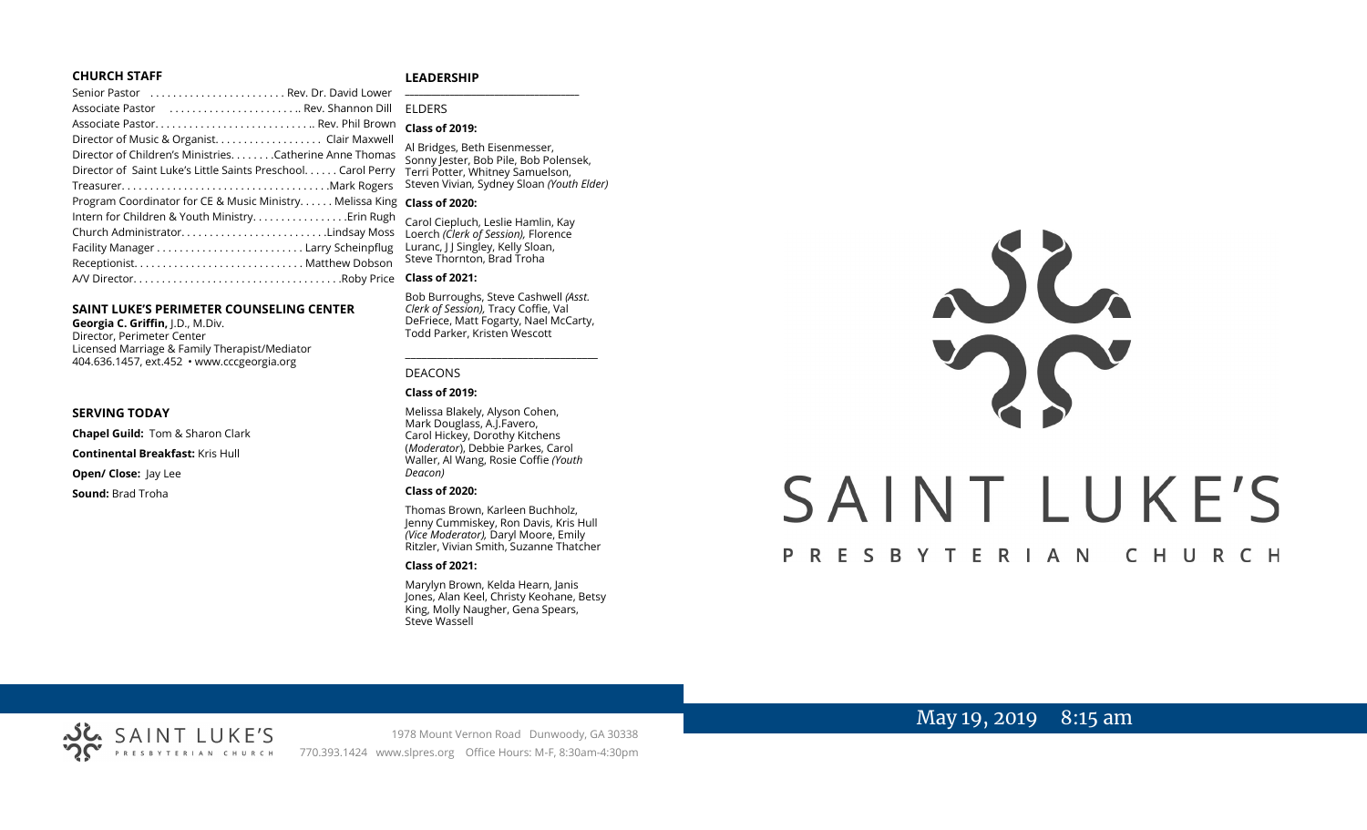### CHURCH STAFF

Senior Pastor . . . . . . . . . . . . . . . . . . . . . . . Rev. Dr. David Lower
Associate Pastor . . . . . . . . . . . . . . . . . . . . . . .. Rev. Shannon Dill
Associate Pastor. . . . . . . . . . . . . . . . . . . . . . . . . . . .. Rev. Phil Brown
Director of Music & Organist. . . . . . . . . . . . . . . . . . . Clair Maxwell
Director of Children's Ministries. . . . . . . .Catherine Anne Thomas
Director of Saint Luke's Little Saints Preschool. . . . . . Carol Perry
Treasurer. . . . . . . . . . . . . . . . . . . . . . . . . . . . . . . . . . . .Mark Rogers
Program Coordinator for CE & Music Ministry. . . . . . Melissa King
Intern for Children & Youth Ministry. . . . . . . . . . . . . . . . .Erin Rugh
Church Administrator. . . . . . . . . . . . . . . . . . . . . . . . . .Lindsay Moss
Facility Manager . . . . . . . . . . . . . . . . . . . . . . . . . . Larry Scheinpflug
Receptionist. . . . . . . . . . . . . . . . . . . . . . . . . . . . . . Matthew Dobson
A/V Director. . . . . . . . . . . . . . . . . . . . . . . . . . . . . . . . . . . . .Roby Price

### SAINT LUKE'S PERIMETER COUNSELING CENTER

**Georgia C. Griffin,** J.D., M.Div.
Director, Perimeter Center
Licensed Marriage & Family Therapist/Mediator
404.636.1457, ext.452 • www.cccgeorgia.org

### SERVING TODAY

**Chapel Guild:** Tom & Sharon Clark

**Continental Breakfast:** Kris Hull

**Open/ Close:** Jay Lee

**Sound:** Brad Troha

### LEADERSHIP

ELDERS

**Class of 2019:**

Al Bridges, Beth Eisenmesser, Sonny Jester, Bob Pile, Bob Polensek, Terri Potter, Whitney Samuelson, Steven Vivian*,* Sydney Sloan *(Youth Elder)*

**Class of 2020:**

Carol Ciepluch, Leslie Hamlin, Kay Loerch *(Clerk of Session),* Florence Luranc, J J Singley, Kelly Sloan, Steve Thornton, Brad Troha

**Class of 2021:**

Bob Burroughs, Steve Cashwell *(Asst. Clerk of Session),* Tracy Coffie, Val DeFriece, Matt Fogarty, Nael McCarty, Todd Parker, Kristen Wescott

DEACONS

**Class of 2019:**

Melissa Blakely, Alyson Cohen, Mark Douglass, A.J.Favero, Carol Hickey, Dorothy Kitchens (*Moderator*), Debbie Parkes, Carol Waller, Al Wang, Rosie Coffie *(Youth Deacon)*

**Class of 2020:**

Thomas Brown, Karleen Buchholz, Jenny Cummiskey, Ron Davis, Kris Hull *(Vice Moderator),* Daryl Moore, Emily Ritzler, Vivian Smith, Suzanne Thatcher

**Class of 2021:**

Marylyn Brown, Kelda Hearn, Janis Jones, Alan Keel, Christy Keohane, Betsy King, Molly Naugher, Gena Spears, Steve Wassell

SAINT LUKE'S
PRESBYTERIAN CHURCH
1978 Mount Vernon Road Dunwoody, GA 30338
770.393.1424 www.slpres.org Office Hours: M-F, 8:30am-4:30pm

# SAINT LUKE'S

## PRESBYTERIAN CHURCH

May 19, 2019 8:15 am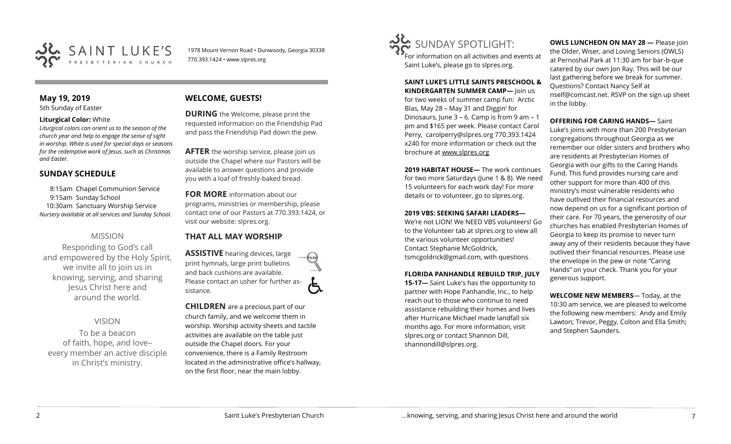SAINT LUKE'S PRESBYTERIAN CHURCH

1978 Mount Vernon Road • Dunwoody, Georgia 30338
770.393.1424 • www.slpres.org

## May 19, 2019

5th Sunday of Easter

**Liturgical Color:** White

*Liturgical colors can orient us to the season of the church year and help to engage the sense of sight in worship. White is used for special days or seasons for the redemptive work of Jesus, such as Christmas and Easter.*

## SUNDAY SCHEDULE

8:15am Chapel Communion Service
9:15am Sunday School
10:30am Sanctuary Worship Service

*Nursery available at all services and Sunday School.*

### MISSION

Responding to God's call and empowered by the Holy Spirit, we invite all to join us in knowing, serving, and sharing Jesus Christ here and around the world.

### VISION

To be a beacon of faith, hope, and love– every member an active disciple in Christ's ministry.

## WELCOME, GUESTS!

**DURING** the Welcome, please print the requested information on the Friendship Pad and pass the Friendship Pad down the pew.

**AFTER** the worship service, please join us outside the Chapel where our Pastors will be available to answer questions and provide you with a loaf of freshly-baked bread.

**FOR MORE** information about our programs, ministries or membership, please contact one of our Pastors at 770.393.1424, or visit our website: slpres.org.

## THAT ALL MAY WORSHIP

**ASSISTIVE** hearing devices, large print hymnals, large print bulletins and back cushions are available. Please contact an usher for further assistance.

**CHILDREN** are a precious part of our church family, and we welcome them in worship. Worship activity sheets and tactile activities are available on the table just outside the Chapel doors. For your convenience, there is a Family Restroom located in the administrative office's hallway, on the first floor, near the main lobby.

## SUNDAY SPOTLIGHT:

For information on all activities and events at Saint Luke's, please go to slpres.org.

**SAINT LUKE'S LITTLE SAINTS PRESCHOOL & KINDERGARTEN SUMMER CAMP—** Join us for two weeks of summer camp fun: Arctic Blas, May 28 – May 31 and Diggin' for Dinosaurs, June 3 – 6. Camp is from 9 am – 1 pm and $165 per week. Please contact Carol Perry, carolperry@slpres.org 770.393.1424 x240 for more information or check out the brochure at www.slpres.org

**2019 HABITAT HOUSE—** The work continues for two more Saturdays (June 1 & 8). We need 15 volunteers for each work day! For more details or to volunteer, go to slpres.org.

**2019 VBS: SEEKING SAFARI LEADERS—** We're not LION! We NEED VBS volunteers! Go to the Volunteer tab at slpres.org to view all the various volunteer opportunities! Contact Stephanie McGoldrick, tsmcgoldrick@gmail.com, with questions.

**FLORIDA PANHANDLE REBUILD TRIP, JULY 15-17—** Saint Luke's has the opportunity to partner with Hope Panhandle, Inc., to help reach out to those who continue to need assistance rebuilding their homes and lives after Hurricane Michael made landfall six months ago. For more information, visit slpres.org or contact Shannon Dill, shannondill@slpres.org.

**OWLS LUNCHEON ON MAY 28 —** Please join the Older, Wiser, and Loving Seniors (OWLS) at Pernoshal Park at 11:30 am for bar-b-que catered by our own Jon Ray. This will be our last gathering before we break for summer. Questions? Contact Nancy Self at nself@comcast.net. RSVP on the sign up sheet in the lobby.

**OFFERING FOR CARING HANDS—** Saint Luke's joins with more than 200 Presbyterian congregations throughout Georgia as we remember our older sisters and brothers who are residents at Presbyterian Homes of Georgia with our gifts to the Caring Hands Fund. This fund provides nursing care and other support for more than 400 of this ministry's most vulnerable residents who have outlived their financial resources and now depend on us for a significant portion of their care. For 70 years, the generosity of our churches has enabled Presbyterian Homes of Georgia to keep its promise to never turn away any of their residents because they have outlived their financial resources. Please use the envelope in the pew or note "Caring Hands" on your check. Thank you for your generous support.

**WELCOME NEW MEMBERS**— Today, at the 10:30 am service, we are pleased to welcome the following new members: Andy and Emily Lawton; Trevor, Peggy, Colton and Ella Smith; and Stephen Saunders.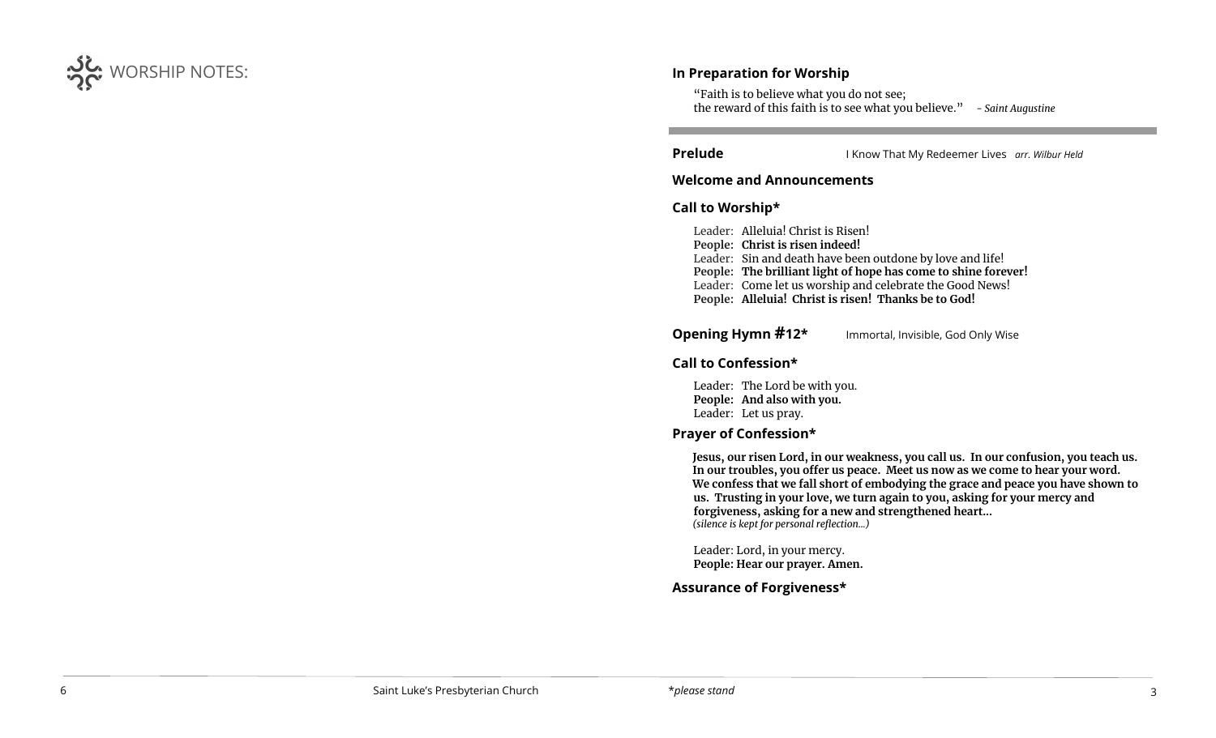## WORSHIP NOTES:

### In Preparation for Worship

"Faith is to believe what you do not see;
the reward of this faith is to see what you believe." *- Saint Augustine*

---

**Prelude** I Know That My Redeemer Lives *arr. Wilbur Held*

**Welcome and Announcements**

**Call to Worship***

Leader: Alleluia! Christ is Risen!
**People: Christ is risen indeed!**
Leader: Sin and death have been outdone by love and life!
**People: The brilliant light of hope has come to shine forever!**
Leader: Come let us worship and celebrate the Good News!
**People: Alleluia! Christ is risen! Thanks be to God!**

**Opening Hymn #12*** Immortal, Invisible, God Only Wise

**Call to Confession***

Leader: The Lord be with you.
**People: And also with you.**
Leader: Let us pray.

**Prayer of Confession***

**Jesus, our risen Lord, in our weakness, you call us. In our confusion, you teach us. In our troubles, you offer us peace. Meet us now as we come to hear your word. We confess that we fall short of embodying the grace and peace you have shown to us. Trusting in your love, we turn again to you, asking for your mercy and forgiveness, asking for a new and strengthened heart…**
*(silence is kept for personal reflection…)*

Leader: Lord, in your mercy.
**People: Hear our prayer. Amen.**

**Assurance of Forgiveness***

Saint Luke's Presbyterian Church

**please stand*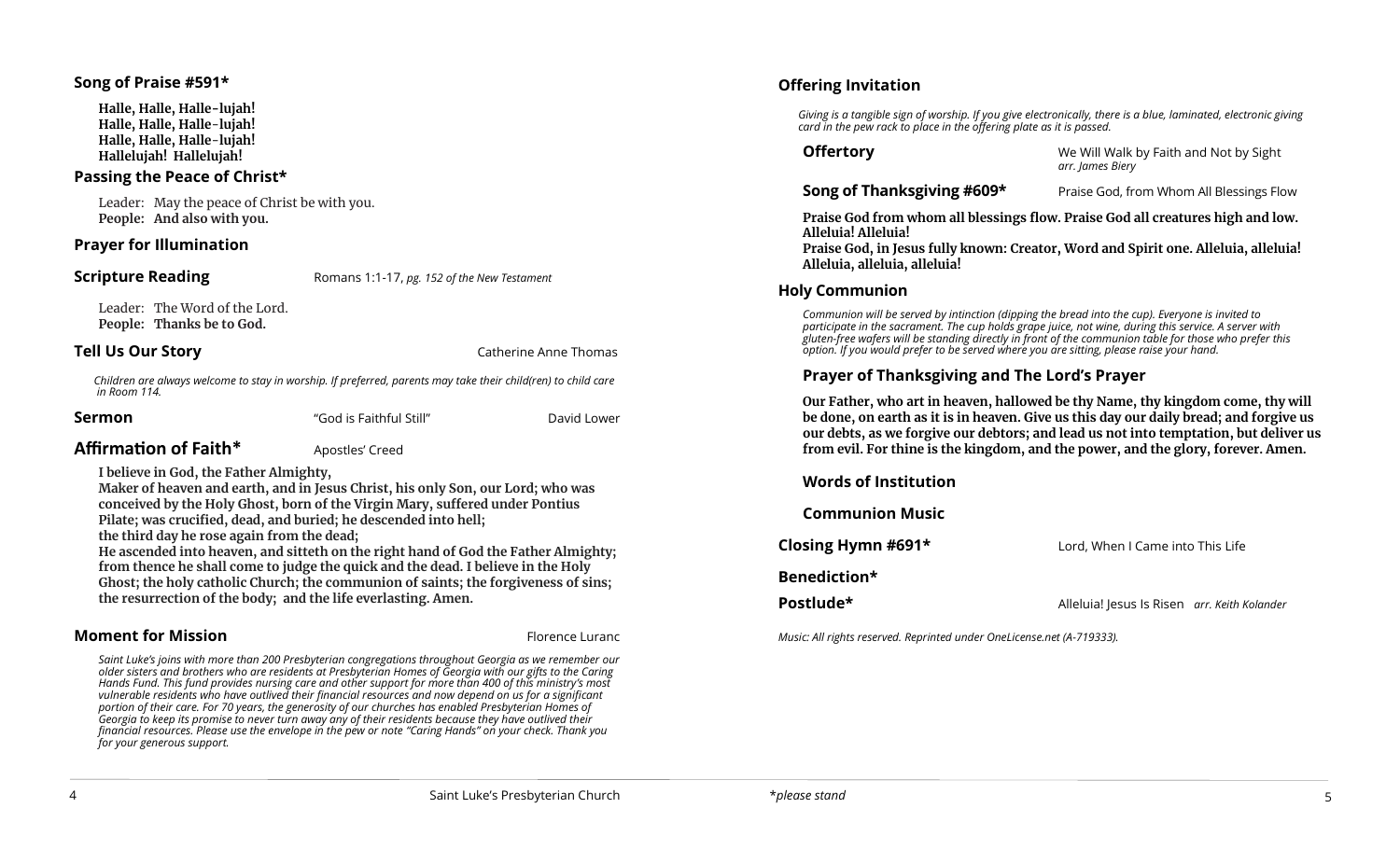## Song of Praise #591*

**Halle, Halle, Halle-lujah!**
**Halle, Halle, Halle-lujah!**
**Halle, Halle, Halle-lujah!**
**Hallelujah! Hallelujah!**

## Passing the Peace of Christ*

Leader: May the peace of Christ be with you.
**People: And also with you.**

## Prayer for Illumination

## Scripture Reading

Romans 1:1-17, *pg. 152 of the New Testament*

Leader: The Word of the Lord.
**People: Thanks be to God.**

## Tell Us Our Story

Catherine Anne Thomas

*Children are always welcome to stay in worship. If preferred, parents may take their child(ren) to child care in Room 114.*

## Sermon

"God is Faithful Still" — David Lower

## Affirmation of Faith*

Apostles' Creed

**I believe in God, the Father Almighty,**
**Maker of heaven and earth, and in Jesus Christ, his only Son, our Lord; who was conceived by the Holy Ghost, born of the Virgin Mary, suffered under Pontius Pilate; was crucified, dead, and buried; he descended into hell;**
**the third day he rose again from the dead;**
**He ascended into heaven, and sitteth on the right hand of God the Father Almighty; from thence he shall come to judge the quick and the dead. I believe in the Holy Ghost; the holy catholic Church; the communion of saints; the forgiveness of sins; the resurrection of the body; and the life everlasting. Amen.**

## Moment for Mission

Florence Luranc

*Saint Luke's joins with more than 200 Presbyterian congregations throughout Georgia as we remember our older sisters and brothers who are residents at Presbyterian Homes of Georgia with our gifts to the Caring Hands Fund. This fund provides nursing care and other support for more than 400 of this ministry's most vulnerable residents who have outlived their financial resources and now depend on us for a significant portion of their care. For 70 years, the generosity of our churches has enabled Presbyterian Homes of Georgia to keep its promise to never turn away any of their residents because they have outlived their financial resources. Please use the envelope in the pew or note "Caring Hands" on your check. Thank you for your generous support.*

## Offering Invitation

*Giving is a tangible sign of worship. If you give electronically, there is a blue, laminated, electronic giving card in the pew rack to place in the offering plate as it is passed.*

### Offertory

We Will Walk by Faith and Not by Sight
*arr. James Biery*

### Song of Thanksgiving #609*

Praise God, from Whom All Blessings Flow

**Praise God from whom all blessings flow. Praise God all creatures high and low. Alleluia! Alleluia!**
**Praise God, in Jesus fully known: Creator, Word and Spirit one. Alleluia, alleluia! Alleluia, alleluia, alleluia!**

## Holy Communion

*Communion will be served by intinction (dipping the bread into the cup). Everyone is invited to participate in the sacrament. The cup holds grape juice, not wine, during this service. A server with gluten-free wafers will be standing directly in front of the communion table for those who prefer this option. If you would prefer to be served where you are sitting, please raise your hand.*

### Prayer of Thanksgiving and The Lord's Prayer

**Our Father, who art in heaven, hallowed be thy Name, thy kingdom come, thy will be done, on earth as it is in heaven. Give us this day our daily bread; and forgive us our debts, as we forgive our debtors; and lead us not into temptation, but deliver us from evil. For thine is the kingdom, and the power, and the glory, forever. Amen.**

### Words of Institution

### Communion Music

## Closing Hymn #691*

Lord, When I Came into This Life

## Benediction*

## Postlude*

Alleluia! Jesus Is Risen *arr. Keith Kolander*

*Music: All rights reserved. Reprinted under OneLicense.net (A-719333).*

*\*please stand*